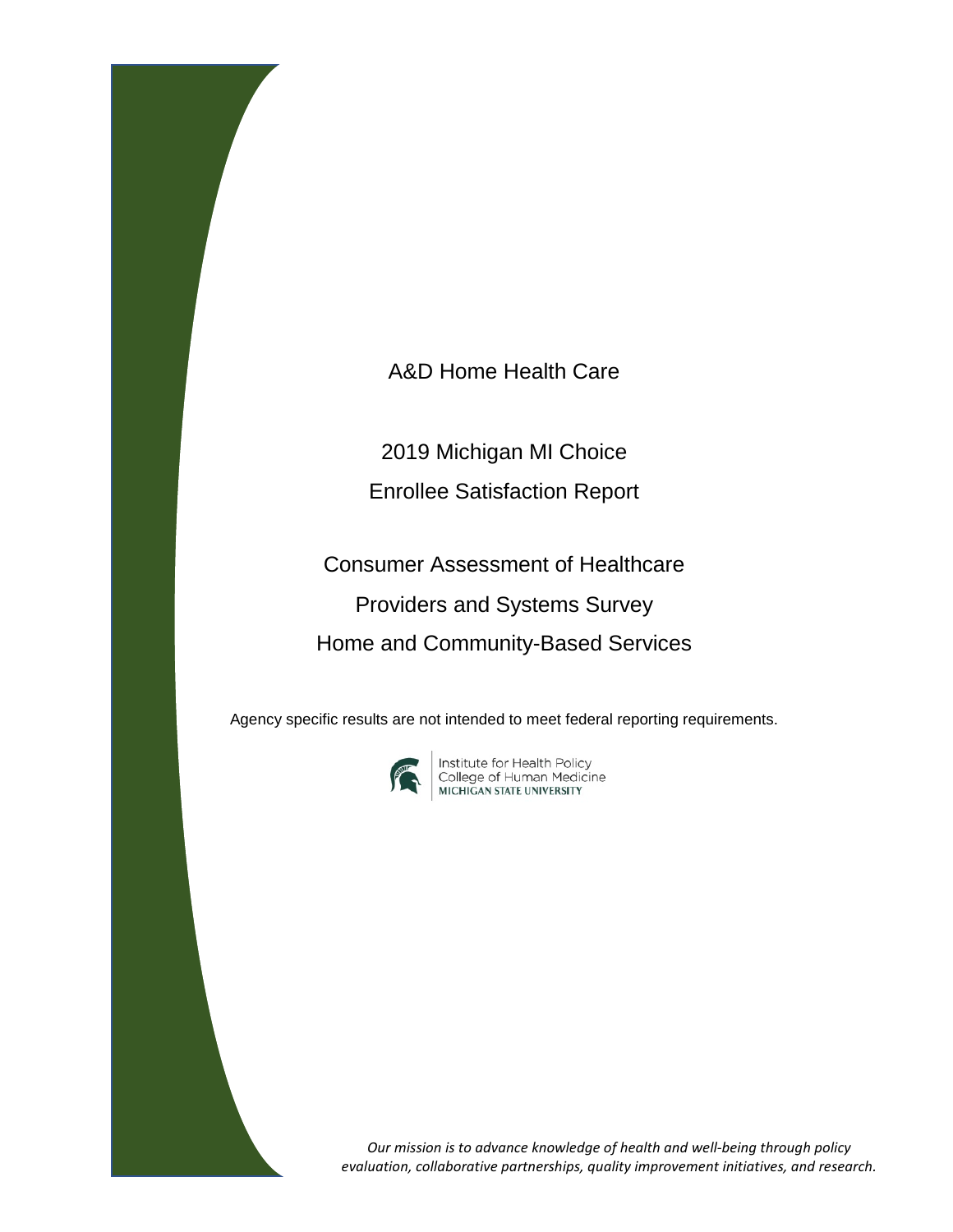# A&D Home Health Care

## 2019 Michigan MI Choice Enrollee Satisfaction Report

## Consumer Assessment of Healthcare Providers and Systems Survey Home and Community-Based Services

Agency specific results are not intended to meet federal reporting requirements.

Institute for Health Policy
College of Human Medicine
MICHIGAN STATE UNIVERSITY

*Our mission is to advance knowledge of health and well-being through policy evaluation, collaborative partnerships, quality improvement initiatives, and research.*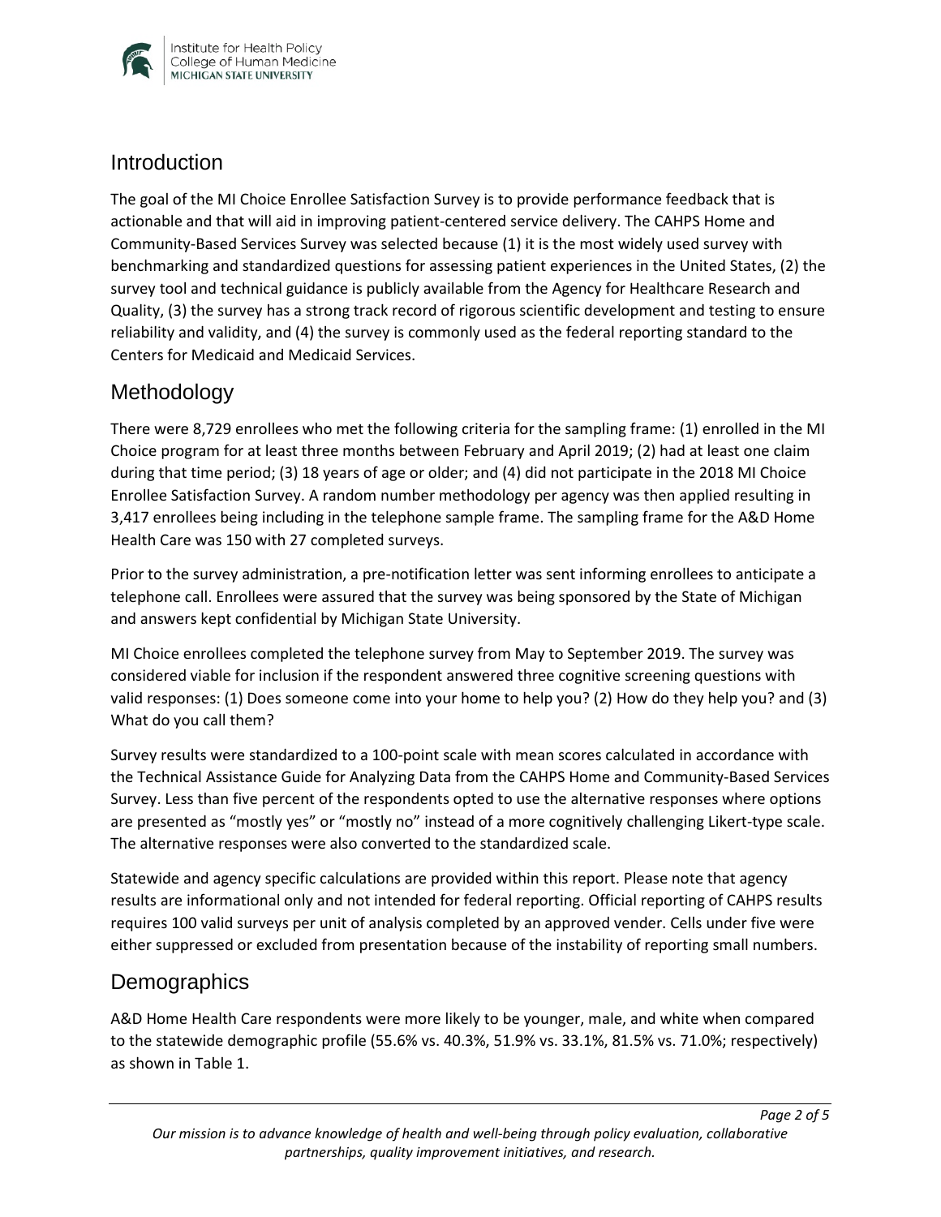## Introduction

The goal of the MI Choice Enrollee Satisfaction Survey is to provide performance feedback that is actionable and that will aid in improving patient-centered service delivery. The CAHPS Home and Community-Based Services Survey was selected because (1) it is the most widely used survey with benchmarking and standardized questions for assessing patient experiences in the United States, (2) the survey tool and technical guidance is publicly available from the Agency for Healthcare Research and Quality, (3) the survey has a strong track record of rigorous scientific development and testing to ensure reliability and validity, and (4) the survey is commonly used as the federal reporting standard to the Centers for Medicaid and Medicaid Services.

## Methodology

There were 8,729 enrollees who met the following criteria for the sampling frame: (1) enrolled in the MI Choice program for at least three months between February and April 2019; (2) had at least one claim during that time period; (3) 18 years of age or older; and (4) did not participate in the 2018 MI Choice Enrollee Satisfaction Survey. A random number methodology per agency was then applied resulting in 3,417 enrollees being including in the telephone sample frame. The sampling frame for the A&D Home Health Care was 150 with 27 completed surveys.

Prior to the survey administration, a pre-notification letter was sent informing enrollees to anticipate a telephone call. Enrollees were assured that the survey was being sponsored by the State of Michigan and answers kept confidential by Michigan State University.

MI Choice enrollees completed the telephone survey from May to September 2019. The survey was considered viable for inclusion if the respondent answered three cognitive screening questions with valid responses: (1) Does someone come into your home to help you? (2) How do they help you? and (3) What do you call them?

Survey results were standardized to a 100-point scale with mean scores calculated in accordance with the Technical Assistance Guide for Analyzing Data from the CAHPS Home and Community-Based Services Survey. Less than five percent of the respondents opted to use the alternative responses where options are presented as "mostly yes" or "mostly no" instead of a more cognitively challenging Likert-type scale. The alternative responses were also converted to the standardized scale.

Statewide and agency specific calculations are provided within this report. Please note that agency results are informational only and not intended for federal reporting. Official reporting of CAHPS results requires 100 valid surveys per unit of analysis completed by an approved vender. Cells under five were either suppressed or excluded from presentation because of the instability of reporting small numbers.

## Demographics

A&D Home Health Care respondents were more likely to be younger, male, and white when compared to the statewide demographic profile (55.6% vs. 40.3%, 51.9% vs. 33.1%, 81.5% vs. 71.0%; respectively) as shown in Table 1.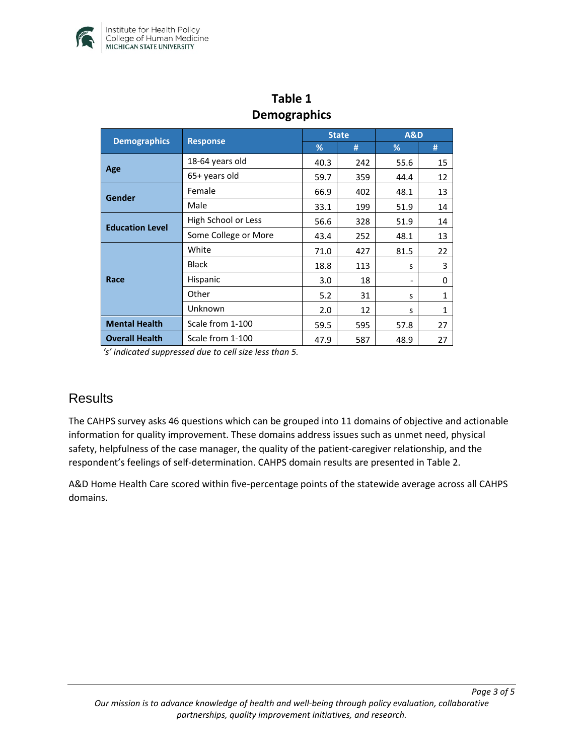**Table 1**
**Demographics**

| Demographics | Response | State | | A&D | |
|---|---|---|---|---|---|
| | | % | # | % | # |
| Age | 18-64 years old | 40.3 | 242 | 55.6 | 15 |
| | 65+ years old | 59.7 | 359 | 44.4 | 12 |
| Gender | Female | 66.9 | 402 | 48.1 | 13 |
| | Male | 33.1 | 199 | 51.9 | 14 |
| Education Level | High School or Less | 56.6 | 328 | 51.9 | 14 |
| | Some College or More | 43.4 | 252 | 48.1 | 13 |
| Race | White | 71.0 | 427 | 81.5 | 22 |
| | Black | 18.8 | 113 | s | 3 |
| | Hispanic | 3.0 | 18 | - | 0 |
| | Other | 5.2 | 31 | s | 1 |
| | Unknown | 2.0 | 12 | s | 1 |
| Mental Health | Scale from 1-100 | 59.5 | 595 | 57.8 | 27 |
| Overall Health | Scale from 1-100 | 47.9 | 587 | 48.9 | 27 |

*'s' indicated suppressed due to cell size less than 5.*

## Results

The CAHPS survey asks 46 questions which can be grouped into 11 domains of objective and actionable information for quality improvement. These domains address issues such as unmet need, physical safety, helpfulness of the case manager, the quality of the patient-caregiver relationship, and the respondent's feelings of self-determination. CAHPS domain results are presented in Table 2.

A&D Home Health Care scored within five-percentage points of the statewide average across all CAHPS domains.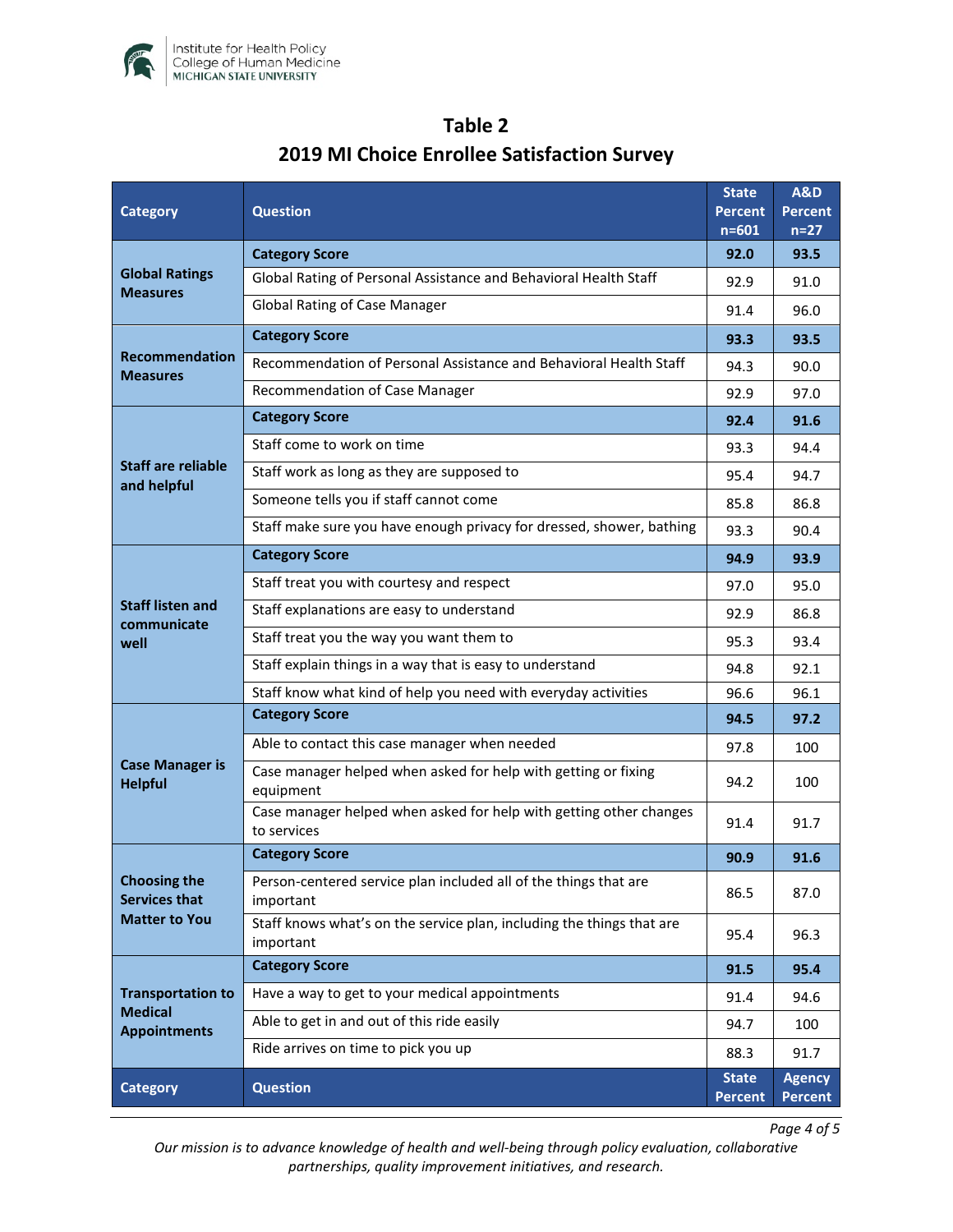## Table 2
## 2019 MI Choice Enrollee Satisfaction Survey

| Category | Question | State Percent n=601 | A&D Percent n=27 |
|---|---|---|---|
| Global Ratings Measures | **Category Score** | **92.0** | **93.5** |
| | Global Rating of Personal Assistance and Behavioral Health Staff | 92.9 | 91.0 |
| | Global Rating of Case Manager | 91.4 | 96.0 |
| Recommendation Measures | **Category Score** | **93.3** | **93.5** |
| | Recommendation of Personal Assistance and Behavioral Health Staff | 94.3 | 90.0 |
| | Recommendation of Case Manager | 92.9 | 97.0 |
| Staff are reliable and helpful | **Category Score** | **92.4** | **91.6** |
| | Staff come to work on time | 93.3 | 94.4 |
| | Staff work as long as they are supposed to | 95.4 | 94.7 |
| | Someone tells you if staff cannot come | 85.8 | 86.8 |
| | Staff make sure you have enough privacy for dressed, shower, bathing | 93.3 | 90.4 |
| Staff listen and communicate well | **Category Score** | **94.9** | **93.9** |
| | Staff treat you with courtesy and respect | 97.0 | 95.0 |
| | Staff explanations are easy to understand | 92.9 | 86.8 |
| | Staff treat you the way you want them to | 95.3 | 93.4 |
| | Staff explain things in a way that is easy to understand | 94.8 | 92.1 |
| | Staff know what kind of help you need with everyday activities | 96.6 | 96.1 |
| Case Manager is Helpful | **Category Score** | **94.5** | **97.2** |
| | Able to contact this case manager when needed | 97.8 | 100 |
| | Case manager helped when asked for help with getting or fixing equipment | 94.2 | 100 |
| | Case manager helped when asked for help with getting other changes to services | 91.4 | 91.7 |
| Choosing the Services that Matter to You | **Category Score** | **90.9** | **91.6** |
| | Person-centered service plan included all of the things that are important | 86.5 | 87.0 |
| | Staff knows what's on the service plan, including the things that are important | 95.4 | 96.3 |
| Transportation to Medical Appointments | **Category Score** | **91.5** | **95.4** |
| | Have a way to get to your medical appointments | 91.4 | 94.6 |
| | Able to get in and out of this ride easily | 94.7 | 100 |
| | Ride arrives on time to pick you up | 88.3 | 91.7 |
| **Category** | **Question** | **State Percent** | **Agency Percent** |

*Our mission is to advance knowledge of health and well-being through policy evaluation, collaborative partnerships, quality improvement initiatives, and research.*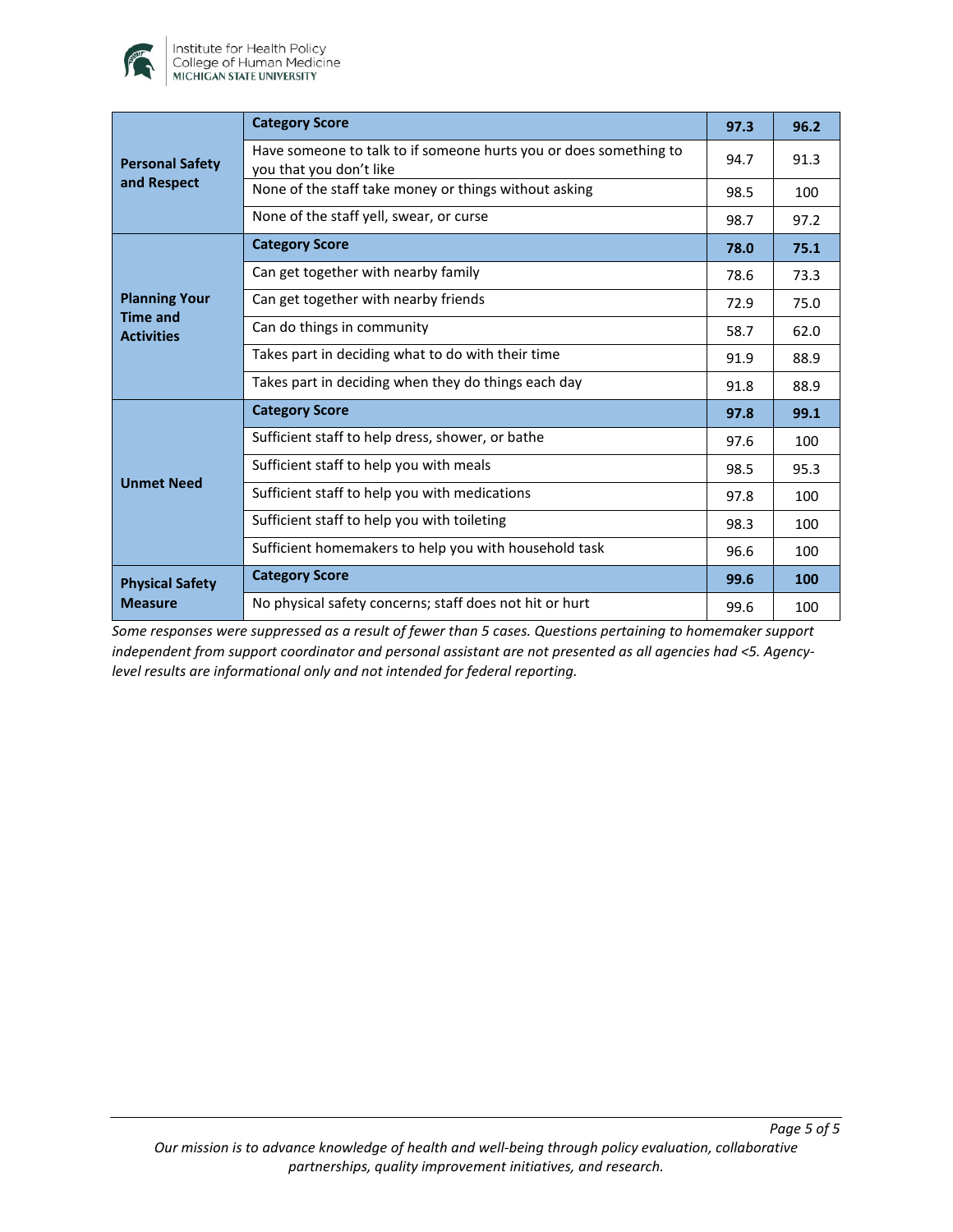| | | | |
|---|---|---|---|
| **Personal Safety and Respect** | **Category Score** | **97.3** | **96.2** |
| | Have someone to talk to if someone hurts you or does something to you that you don't like | 94.7 | 91.3 |
| | None of the staff take money or things without asking | 98.5 | 100 |
| | None of the staff yell, swear, or curse | 98.7 | 97.2 |
| **Planning Your Time and Activities** | **Category Score** | **78.0** | **75.1** |
| | Can get together with nearby family | 78.6 | 73.3 |
| | Can get together with nearby friends | 72.9 | 75.0 |
| | Can do things in community | 58.7 | 62.0 |
| | Takes part in deciding what to do with their time | 91.9 | 88.9 |
| | Takes part in deciding when they do things each day | 91.8 | 88.9 |
| **Unmet Need** | **Category Score** | **97.8** | **99.1** |
| | Sufficient staff to help dress, shower, or bathe | 97.6 | 100 |
| | Sufficient staff to help you with meals | 98.5 | 95.3 |
| | Sufficient staff to help you with medications | 97.8 | 100 |
| | Sufficient staff to help you with toileting | 98.3 | 100 |
| | Sufficient homemakers to help you with household task | 96.6 | 100 |
| **Physical Safety Measure** | **Category Score** | **99.6** | **100** |
| | No physical safety concerns; staff does not hit or hurt | 99.6 | 100 |

*Some responses were suppressed as a result of fewer than 5 cases. Questions pertaining to homemaker support independent from support coordinator and personal assistant are not presented as all agencies had <5. Agency-level results are informational only and not intended for federal reporting.*